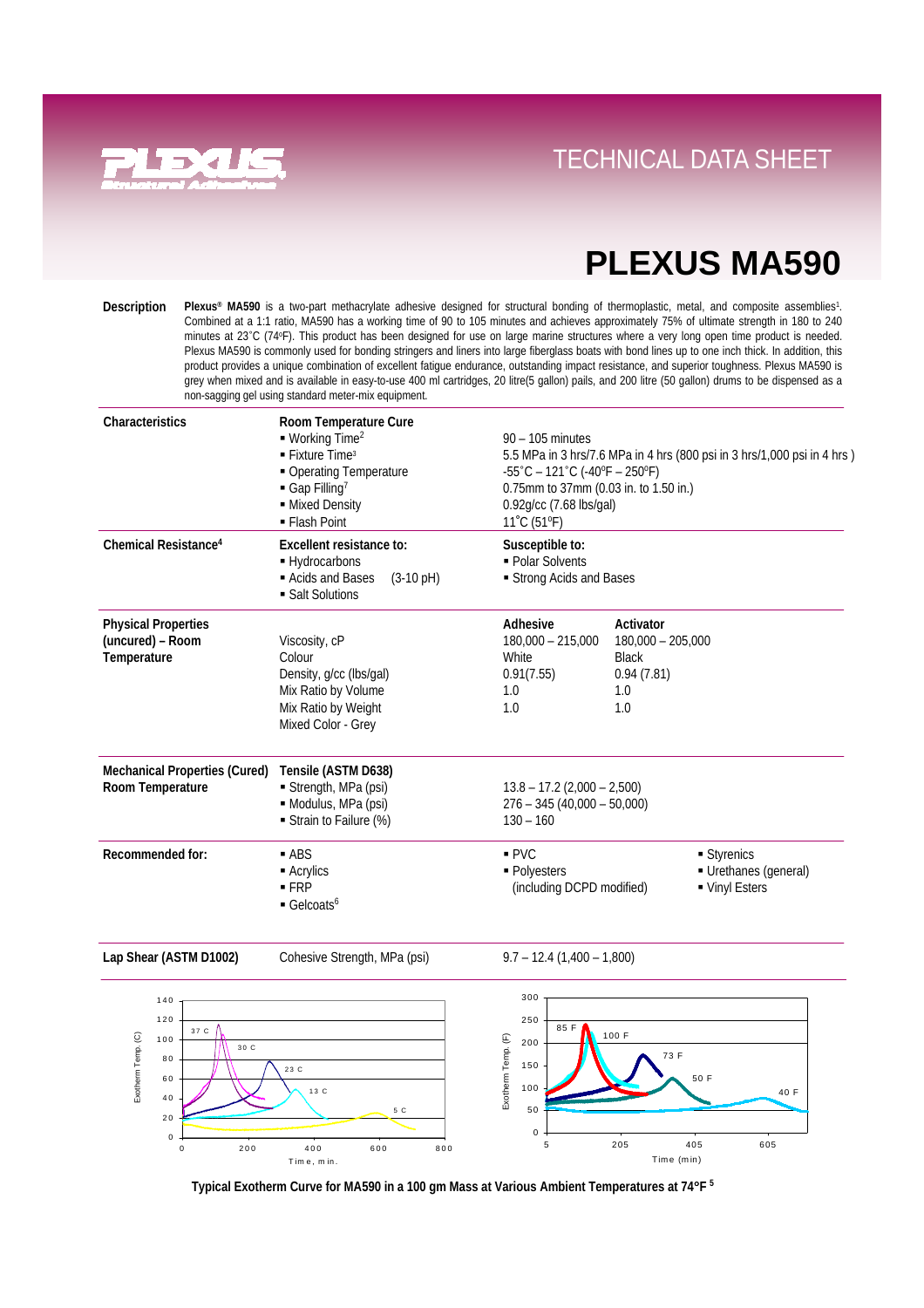# TECHNICAL DATA SHEET

# PLEXUS MA590

**Description**

**Plexus® MA590** is a two-part methacrylate adhesive designed for structural bonding of thermoplastic, metal, and composite assemblies[1]. Combined at a 1:1 ratio, MA590 has a working time of 90 to 105 minutes and achieves approximately 75% of ultimate strength in 180 to 240 minutes at 23˚C (74ºF). This product has been designed for use on large marine structures where a very long open time product is needed. Plexus MA590 is commonly used for bonding stringers and liners into large fiberglass boats with bond lines up to one inch thick. In addition, this product provides a unique combination of excellent fatigue endurance, outstanding impact resistance, and superior toughness. Plexus MA590 is grey when mixed and is available in easy-to-use 400 ml cartridges, 20 litre(5 gallon) pails, and 200 litre (50 gallon) drums to be dispensed as a non-sagging gel using standard meter-mix equipment.

**Characteristics**

**Room Temperature Cure**

- Working Time[2]: 90 – 105 minutes
- Fixture Time[3]: 5.5 MPa in 3 hrs/7.6 MPa in 4 hrs (800 psi in 3 hrs/1,000 psi in 4 hrs )
- Operating Temperature: -55˚C – 121˚C (-40ºF – 250ºF)
- Gap Filling[7]: 0.75mm to 37mm (0.03 in. to 1.50 in.)
- Mixed Density: 0.92g/cc (7.68 lbs/gal)
- Flash Point: 11˚C (51ºF)

**Chemical Resistance[4]**

| **Excellent resistance to:** | **Susceptible to:** |
|---|---|
| ▪ Hydrocarbons | ▪ Polar Solvents |
| ▪ Acids and Bases (3-10 pH) | ▪ Strong Acids and Bases |
| ▪ Salt Solutions | |

**Physical Properties (uncured) – Room Temperature**

| | **Adhesive** | **Activator** |
|---|---|---|
| Viscosity, cP | 180,000 – 215,000 | 180,000 – 205,000 |
| Colour | White | Black |
| Density, g/cc (lbs/gal) | 0.91(7.55) | 0.94 (7.81) |
| Mix Ratio by Volume | 1.0 | 1.0 |
| Mix Ratio by Weight | 1.0 | 1.0 |
| Mixed Color - Grey | | |

**Mechanical Properties (Cured) Room Temperature**

**Tensile (ASTM D638)**

- Strength, MPa (psi): 13.8 – 17.2 (2,000 – 2,500)
- Modulus, MPa (psi): 276 – 345 (40,000 – 50,000)
- Strain to Failure (%): 130 – 160

**Recommended for:**

- ABS
- Acrylics
- FRP
- Gelcoats[6]
- PVC
- Polyesters (including DCPD modified)
- Styrenics
- Urethanes (general)
- Vinyl Esters

**Lap Shear (ASTM D1002)**

Cohesive Strength, MPa (psi): 9.7 – 12.4 (1,400 – 1,800)

Typical Exotherm Curve for MA590 in a 100 gm Mass at Various Ambient Temperatures at 74°F [5]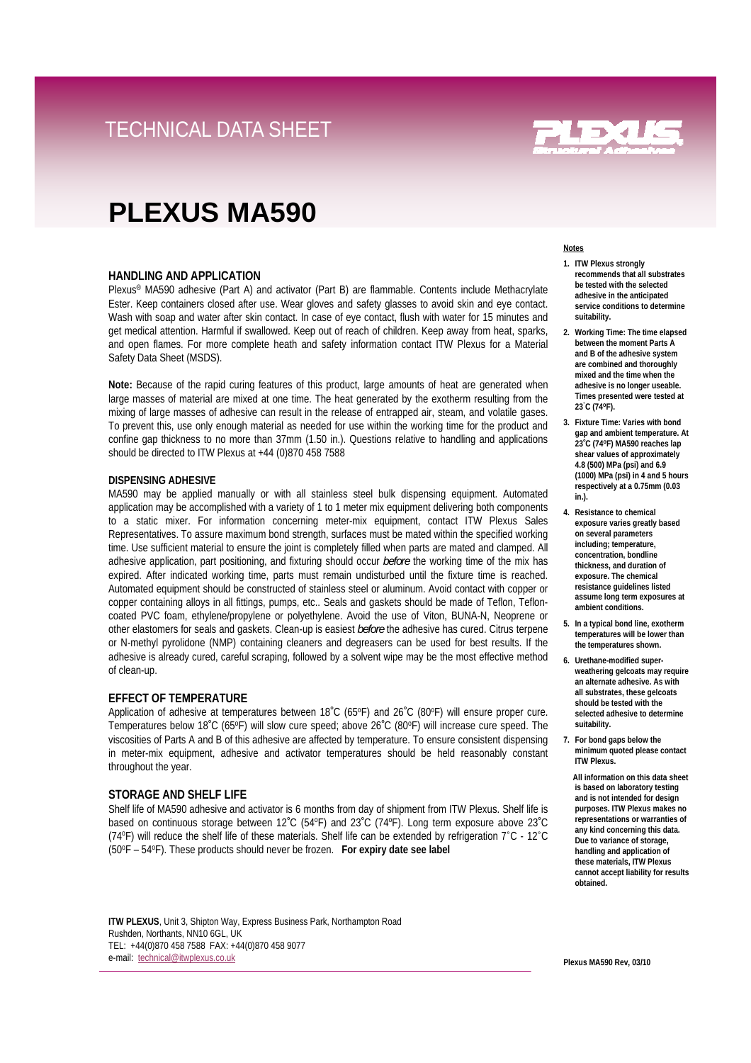TECHNICAL DATA SHEET

# PLEXUS MA590

## HANDLING AND APPLICATION

Plexus® MA590 adhesive (Part A) and activator (Part B) are flammable. Contents include Methacrylate Ester. Keep containers closed after use. Wear gloves and safety glasses to avoid skin and eye contact. Wash with soap and water after skin contact. In case of eye contact, flush with water for 15 minutes and get medical attention. Harmful if swallowed. Keep out of reach of children. Keep away from heat, sparks, and open flames. For more complete heath and safety information contact ITW Plexus for a Material Safety Data Sheet (MSDS).

**Note:** Because of the rapid curing features of this product, large amounts of heat are generated when large masses of material are mixed at one time. The heat generated by the exotherm resulting from the mixing of large masses of adhesive can result in the release of entrapped air, steam, and volatile gases. To prevent this, use only enough material as needed for use within the working time for the product and confine gap thickness to no more than 37mm (1.50 in.). Questions relative to handling and applications should be directed to ITW Plexus at +44 (0)870 458 7588

### DISPENSING ADHESIVE

MA590 may be applied manually or with all stainless steel bulk dispensing equipment. Automated application may be accomplished with a variety of 1 to 1 meter mix equipment delivering both components to a static mixer. For information concerning meter-mix equipment, contact ITW Plexus Sales Representatives. To assure maximum bond strength, surfaces must be mated within the specified working time. Use sufficient material to ensure the joint is completely filled when parts are mated and clamped. All adhesive application, part positioning, and fixturing should occur *before* the working time of the mix has expired. After indicated working time, parts must remain undisturbed until the fixture time is reached. Automated equipment should be constructed of stainless steel or aluminum. Avoid contact with copper or copper containing alloys in all fittings, pumps, etc.. Seals and gaskets should be made of Teflon, Teflon-coated PVC foam, ethylene/propylene or polyethylene. Avoid the use of Viton, BUNA-N, Neoprene or other elastomers for seals and gaskets. Clean-up is easiest *before* the adhesive has cured. Citrus terpene or N-methyl pyrolidone (NMP) containing cleaners and degreasers can be used for best results. If the adhesive is already cured, careful scraping, followed by a solvent wipe may be the most effective method of clean-up.

## EFFECT OF TEMPERATURE

Application of adhesive at temperatures between 18˚C (65ºF) and 26˚C (80ºF) will ensure proper cure. Temperatures below 18˚C (65ºF) will slow cure speed; above 26˚C (80ºF) will increase cure speed. The viscosities of Parts A and B of this adhesive are affected by temperature. To ensure consistent dispensing in meter-mix equipment, adhesive and activator temperatures should be held reasonably constant throughout the year.

## STORAGE AND SHELF LIFE

Shelf life of MA590 adhesive and activator is 6 months from day of shipment from ITW Plexus. Shelf life is based on continuous storage between 12˚C (54ºF) and 23˚C (74ºF). Long term exposure above 23˚C (74ºF) will reduce the shelf life of these materials. Shelf life can be extended by refrigeration 7˚C - 12˚C (50ºF – 54ºF). These products should never be frozen. **For expiry date see label**

**Notes**

1. **ITW Plexus strongly recommends that all substrates be tested with the selected adhesive in the anticipated service conditions to determine suitability.**
2. **Working Time: The time elapsed between the moment Parts A and B of the adhesive system are combined and thoroughly mixed and the time when the adhesive is no longer useable. Times presented were tested at 23˚C (74ºF).**
3. **Fixture Time: Varies with bond gap and ambient temperature. At 23˚C (74ºF) MA590 reaches lap shear values of approximately 4.8 (500) MPa (psi) and 6.9 (1000) MPa (psi) in 4 and 5 hours respectively at a 0.75mm (0.03 in.).**
4. **Resistance to chemical exposure varies greatly based on several parameters including; temperature, concentration, bondline thickness, and duration of exposure. The chemical resistance guidelines listed assume long term exposures at ambient conditions.**
5. **In a typical bond line, exotherm temperatures will be lower than the temperatures shown.**
6. **Urethane-modified super-weathering gelcoats may require an alternate adhesive. As with all substrates, these gelcoats should be tested with the selected adhesive to determine suitability.**
7. **For bond gaps below the minimum quoted please contact ITW Plexus.**

**All information on this data sheet is based on laboratory testing and is not intended for design purposes. ITW Plexus makes no representations or warranties of any kind concerning this data. Due to variance of storage, handling and application of these materials, ITW Plexus cannot accept liability for results obtained.**

**ITW PLEXUS**, Unit 3, Shipton Way, Express Business Park, Northampton Road
Rushden, Northants, NN10 6GL, UK
TEL: +44(0)870 458 7588 FAX: +44(0)870 458 9077
e-mail: technical@itwplexus.co.uk

**Plexus MA590 Rev, 03/10**